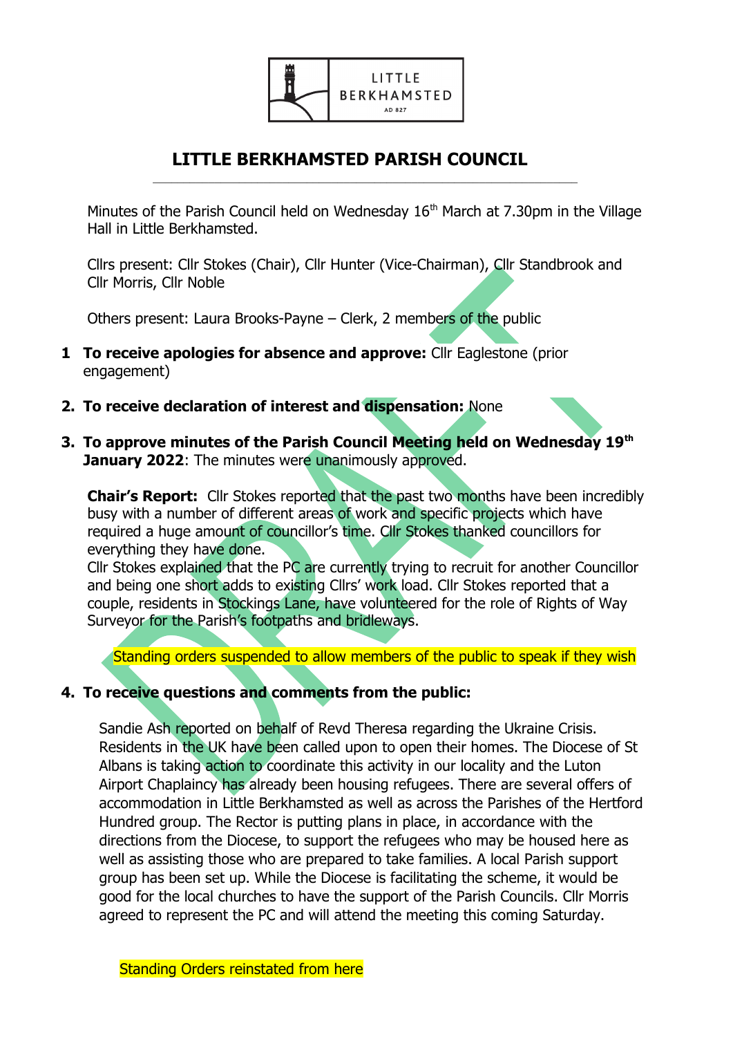LITTLE BERKHAMSTED AD 827

# LITTLE BERKHAMSTED PARISH COUNCIL

Minutes of the Parish Council held on Wednesday 16th March at 7.30pm in the Village Hall in Little Berkhamsted.

Cllrs present: Cllr Stokes (Chair), Cllr Hunter (Vice-Chairman), Cllr Standbrook and Cllr Morris, Cllr Noble

Others present: Laura Brooks-Payne – Clerk, 2 members of the public

1 **To receive apologies for absence and approve:** Cllr Eaglestone (prior engagement)

2. **To receive declaration of interest and dispensation:** None

3. **To approve minutes of the Parish Council Meeting held on Wednesday 19th January 2022**: The minutes were unanimously approved.

**Chair's Report:** Cllr Stokes reported that the past two months have been incredibly busy with a number of different areas of work and specific projects which have required a huge amount of councillor's time. Cllr Stokes thanked councillors for everything they have done.
Cllr Stokes explained that the PC are currently trying to recruit for another Councillor and being one short adds to existing Cllrs' work load. Cllr Stokes reported that a couple, residents in Stockings Lane, have volunteered for the role of Rights of Way Surveyor for the Parish's footpaths and bridleways.

Standing orders suspended to allow members of the public to speak if they wish

4. **To receive questions and comments from the public:**

Sandie Ash reported on behalf of Revd Theresa regarding the Ukraine Crisis. Residents in the UK have been called upon to open their homes. The Diocese of St Albans is taking action to coordinate this activity in our locality and the Luton Airport Chaplaincy has already been housing refugees. There are several offers of accommodation in Little Berkhamsted as well as across the Parishes of the Hertford Hundred group. The Rector is putting plans in place, in accordance with the directions from the Diocese, to support the refugees who may be housed here as well as assisting those who are prepared to take families. A local Parish support group has been set up. While the Diocese is facilitating the scheme, it would be good for the local churches to have the support of the Parish Councils. Cllr Morris agreed to represent the PC and will attend the meeting this coming Saturday.

Standing Orders reinstated from here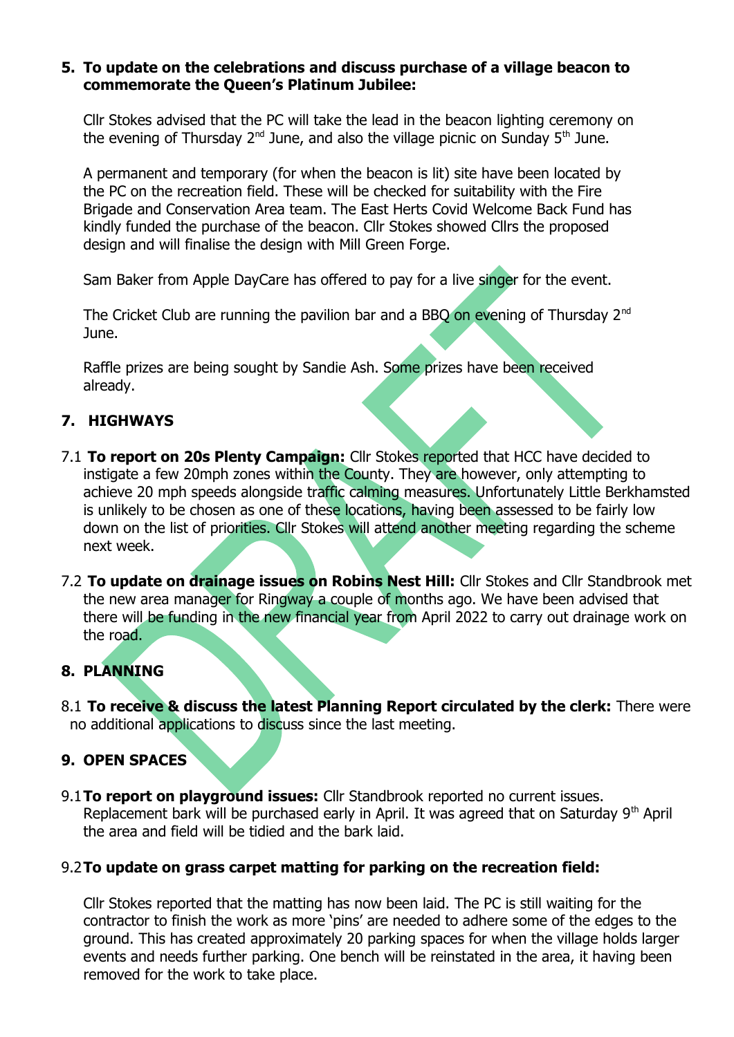**5. To update on the celebrations and discuss purchase of a village beacon to commemorate the Queen's Platinum Jubilee:**

Cllr Stokes advised that the PC will take the lead in the beacon lighting ceremony on the evening of Thursday 2nd June, and also the village picnic on Sunday 5th June.

A permanent and temporary (for when the beacon is lit) site have been located by the PC on the recreation field. These will be checked for suitability with the Fire Brigade and Conservation Area team. The East Herts Covid Welcome Back Fund has kindly funded the purchase of the beacon. Cllr Stokes showed Cllrs the proposed design and will finalise the design with Mill Green Forge.

Sam Baker from Apple DayCare has offered to pay for a live singer for the event.

The Cricket Club are running the pavilion bar and a BBQ on evening of Thursday 2nd June.

Raffle prizes are being sought by Sandie Ash. Some prizes have been received already.

## 7. HIGHWAYS

7.1 **To report on 20s Plenty Campaign:** Cllr Stokes reported that HCC have decided to instigate a few 20mph zones within the County. They are however, only attempting to achieve 20 mph speeds alongside traffic calming measures. Unfortunately Little Berkhamsted is unlikely to be chosen as one of these locations, having been assessed to be fairly low down on the list of priorities. Cllr Stokes will attend another meeting regarding the scheme next week.

7.2 **To update on drainage issues on Robins Nest Hill:** Cllr Stokes and Cllr Standbrook met the new area manager for Ringway a couple of months ago. We have been advised that there will be funding in the new financial year from April 2022 to carry out drainage work on the road.

## 8. PLANNING

8.1 **To receive & discuss the latest Planning Report circulated by the clerk:** There were no additional applications to discuss since the last meeting.

## 9. OPEN SPACES

9.1 **To report on playground issues:** Cllr Standbrook reported no current issues. Replacement bark will be purchased early in April. It was agreed that on Saturday 9th April the area and field will be tidied and the bark laid.

9.2 **To update on grass carpet matting for parking on the recreation field:**

Cllr Stokes reported that the matting has now been laid. The PC is still waiting for the contractor to finish the work as more 'pins' are needed to adhere some of the edges to the ground. This has created approximately 20 parking spaces for when the village holds larger events and needs further parking. One bench will be reinstated in the area, it having been removed for the work to take place.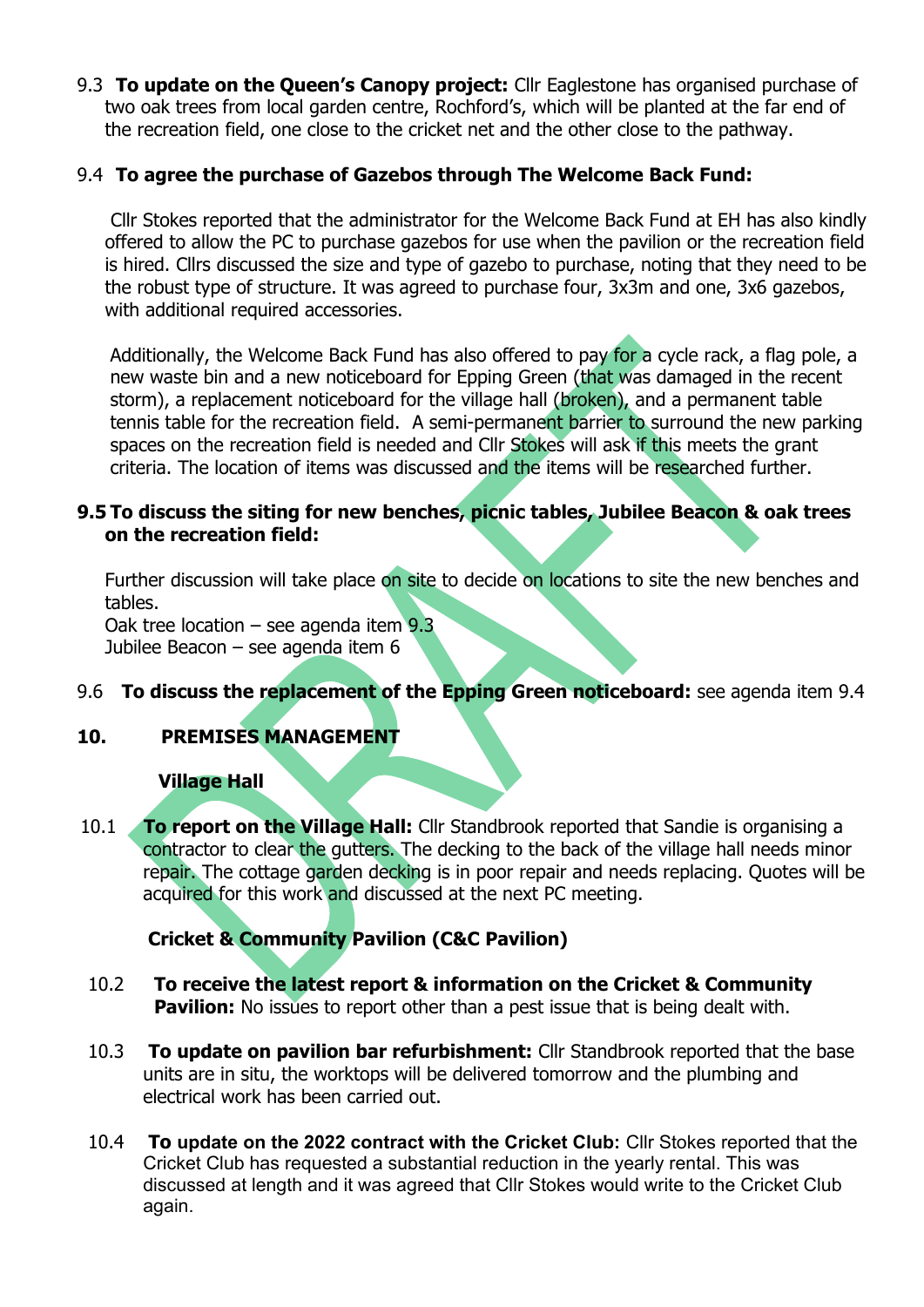9.3 **To update on the Queen's Canopy project:** Cllr Eaglestone has organised purchase of two oak trees from local garden centre, Rochford's, which will be planted at the far end of the recreation field, one close to the cricket net and the other close to the pathway.

9.4 **To agree the purchase of Gazebos through The Welcome Back Fund:**

Cllr Stokes reported that the administrator for the Welcome Back Fund at EH has also kindly offered to allow the PC to purchase gazebos for use when the pavilion or the recreation field is hired. Cllrs discussed the size and type of gazebo to purchase, noting that they need to be the robust type of structure. It was agreed to purchase four, 3x3m and one, 3x6 gazebos, with additional required accessories.

Additionally, the Welcome Back Fund has also offered to pay for a cycle rack, a flag pole, a new waste bin and a new noticeboard for Epping Green (that was damaged in the recent storm), a replacement noticeboard for the village hall (broken), and a permanent table tennis table for the recreation field. A semi-permanent barrier to surround the new parking spaces on the recreation field is needed and Cllr Stokes will ask if this meets the grant criteria. The location of items was discussed and the items will be researched further.

**9.5 To discuss the siting for new benches, picnic tables, Jubilee Beacon & oak trees on the recreation field:**

Further discussion will take place on site to decide on locations to site the new benches and tables.
Oak tree location – see agenda item 9.3
Jubilee Beacon – see agenda item 6

9.6 **To discuss the replacement of the Epping Green noticeboard:** see agenda item 9.4

## 10. PREMISES MANAGEMENT

### Village Hall

10.1 **To report on the Village Hall:** Cllr Standbrook reported that Sandie is organising a contractor to clear the gutters. The decking to the back of the village hall needs minor repair. The cottage garden decking is in poor repair and needs replacing. Quotes will be acquired for this work and discussed at the next PC meeting.

### Cricket & Community Pavilion (C&C Pavilion)

10.2 **To receive the latest report & information on the Cricket & Community Pavilion:** No issues to report other than a pest issue that is being dealt with.

10.3 **To update on pavilion bar refurbishment:** Cllr Standbrook reported that the base units are in situ, the worktops will be delivered tomorrow and the plumbing and electrical work has been carried out.

10.4 **To update on the 2022 contract with the Cricket Club**: Cllr Stokes reported that the Cricket Club has requested a substantial reduction in the yearly rental. This was discussed at length and it was agreed that Cllr Stokes would write to the Cricket Club again.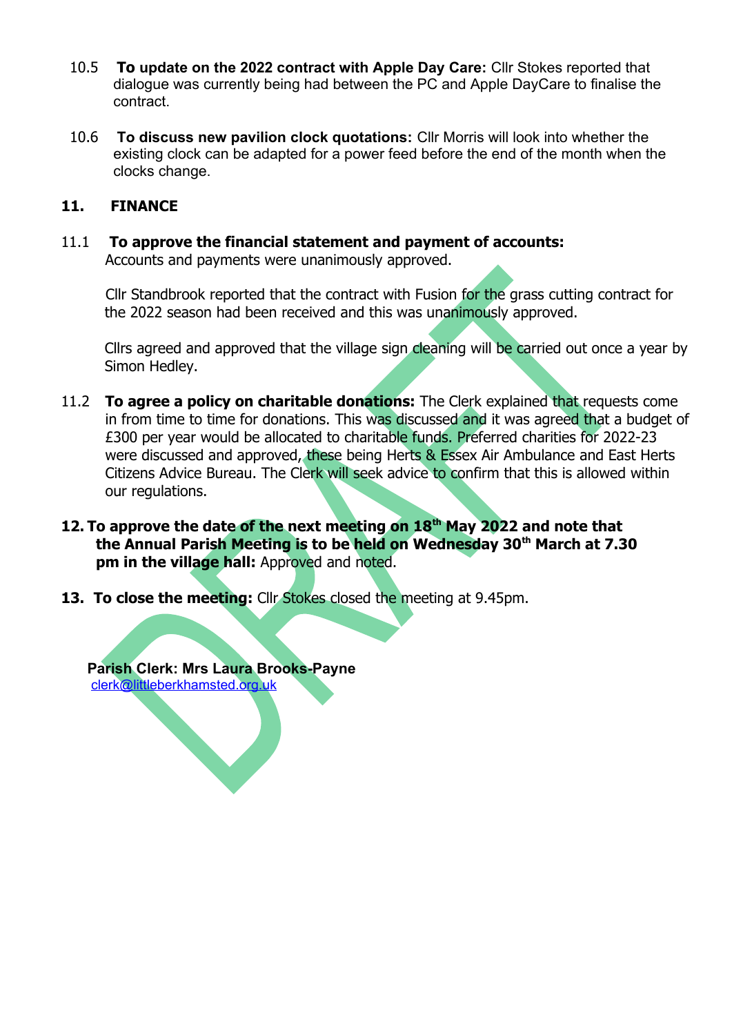10.5 **To update on the 2022 contract with Apple Day Care:** Cllr Stokes reported that dialogue was currently being had between the PC and Apple DayCare to finalise the contract.

10.6 **To discuss new pavilion clock quotations:** Cllr Morris will look into whether the existing clock can be adapted for a power feed before the end of the month when the clocks change.

## 11. FINANCE

11.1 **To approve the financial statement and payment of accounts:** Accounts and payments were unanimously approved.

Cllr Standbrook reported that the contract with Fusion for the grass cutting contract for the 2022 season had been received and this was unanimously approved.

Cllrs agreed and approved that the village sign cleaning will be carried out once a year by Simon Hedley.

11.2 **To agree a policy on charitable donations:** The Clerk explained that requests come in from time to time for donations. This was discussed and it was agreed that a budget of £300 per year would be allocated to charitable funds. Preferred charities for 2022-23 were discussed and approved, these being Herts & Essex Air Ambulance and East Herts Citizens Advice Bureau. The Clerk will seek advice to confirm that this is allowed within our regulations.

**12. To approve the date of the next meeting on 18th May 2022 and note that the Annual Parish Meeting is to be held on Wednesday 30th March at 7.30 pm in the village hall:** Approved and noted.

**13. To close the meeting:** Cllr Stokes closed the meeting at 9.45pm.

**Parish Clerk: Mrs Laura Brooks-Payne**
clerk@littleberkhamsted.org.uk

DRAFT